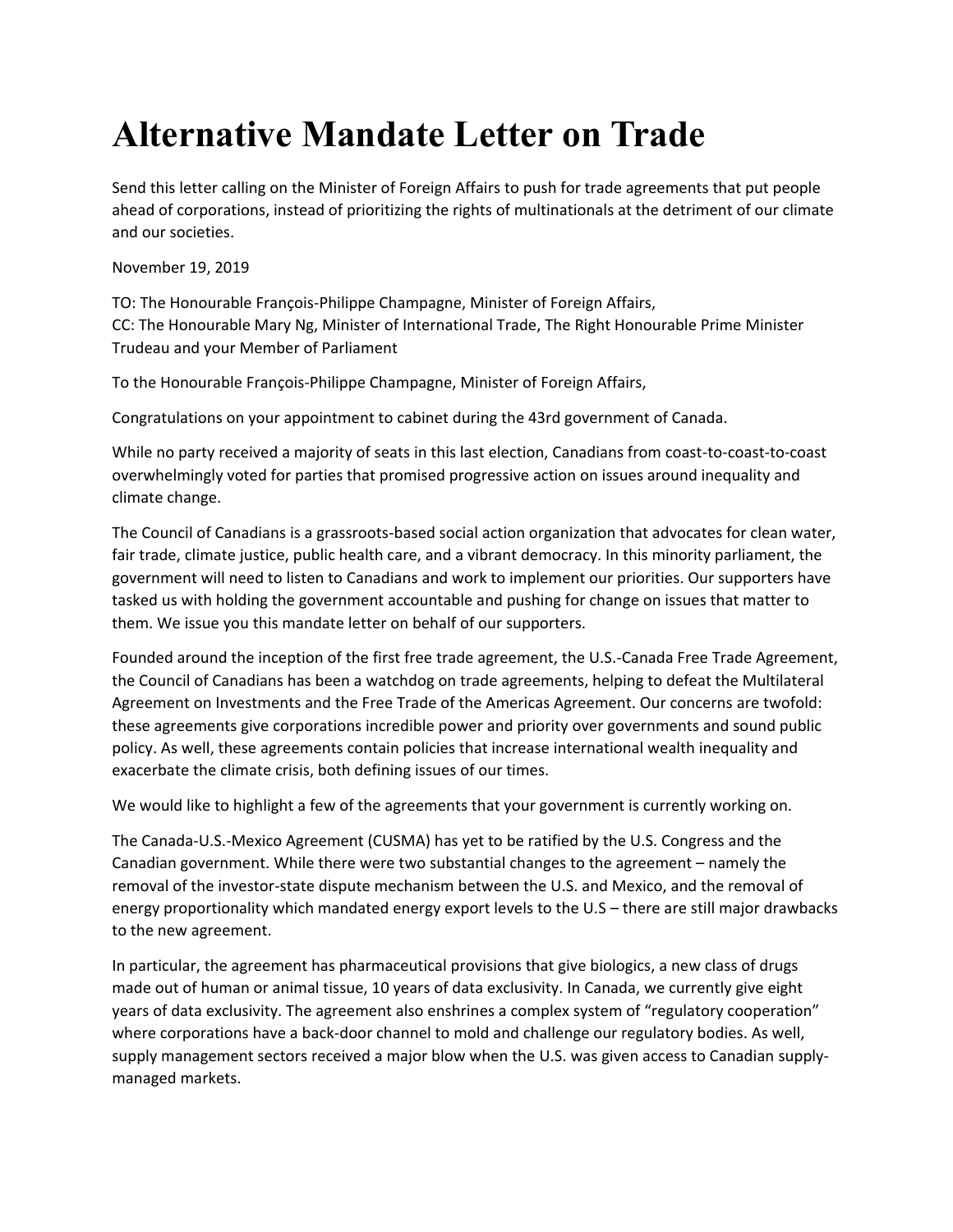# Alternative Mandate Letter on Trade

Send this letter calling on the Minister of Foreign Affairs to push for trade agreements that put people ahead of corporations, instead of prioritizing the rights of multinationals at the detriment of our climate and our societies.

November 19, 2019

TO: The Honourable François-Philippe Champagne, Minister of Foreign Affairs,
CC: The Honourable Mary Ng, Minister of International Trade, The Right Honourable Prime Minister Trudeau and your Member of Parliament

To the Honourable François-Philippe Champagne, Minister of Foreign Affairs,

Congratulations on your appointment to cabinet during the 43rd government of Canada.

While no party received a majority of seats in this last election, Canadians from coast-to-coast-to-coast overwhelmingly voted for parties that promised progressive action on issues around inequality and climate change.

The Council of Canadians is a grassroots-based social action organization that advocates for clean water, fair trade, climate justice, public health care, and a vibrant democracy. In this minority parliament, the government will need to listen to Canadians and work to implement our priorities. Our supporters have tasked us with holding the government accountable and pushing for change on issues that matter to them. We issue you this mandate letter on behalf of our supporters.

Founded around the inception of the first free trade agreement, the U.S.-Canada Free Trade Agreement, the Council of Canadians has been a watchdog on trade agreements, helping to defeat the Multilateral Agreement on Investments and the Free Trade of the Americas Agreement. Our concerns are twofold: these agreements give corporations incredible power and priority over governments and sound public policy. As well, these agreements contain policies that increase international wealth inequality and exacerbate the climate crisis, both defining issues of our times.

We would like to highlight a few of the agreements that your government is currently working on.

The Canada-U.S.-Mexico Agreement (CUSMA) has yet to be ratified by the U.S. Congress and the Canadian government. While there were two substantial changes to the agreement – namely the removal of the investor-state dispute mechanism between the U.S. and Mexico, and the removal of energy proportionality which mandated energy export levels to the U.S – there are still major drawbacks to the new agreement.

In particular, the agreement has pharmaceutical provisions that give biologics, a new class of drugs made out of human or animal tissue, 10 years of data exclusivity. In Canada, we currently give eight years of data exclusivity. The agreement also enshrines a complex system of "regulatory cooperation" where corporations have a back-door channel to mold and challenge our regulatory bodies. As well, supply management sectors received a major blow when the U.S. was given access to Canadian supply-managed markets.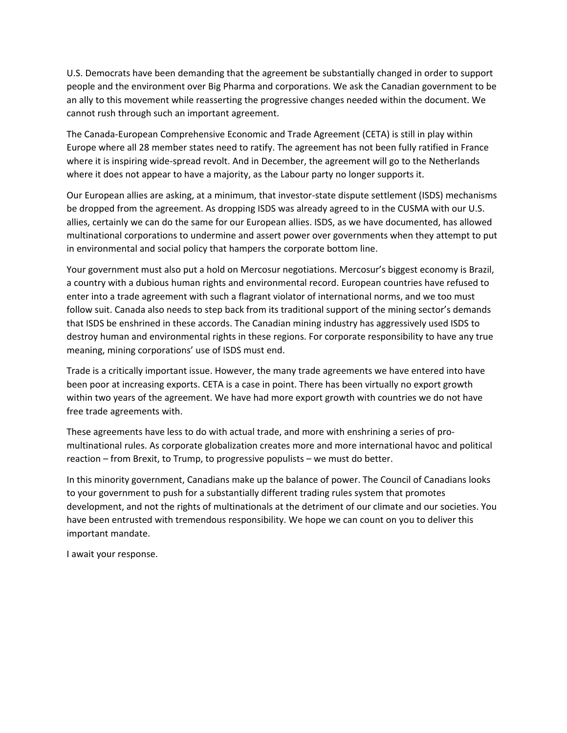U.S. Democrats have been demanding that the agreement be substantially changed in order to support people and the environment over Big Pharma and corporations. We ask the Canadian government to be an ally to this movement while reasserting the progressive changes needed within the document. We cannot rush through such an important agreement.

The Canada-European Comprehensive Economic and Trade Agreement (CETA) is still in play within Europe where all 28 member states need to ratify. The agreement has not been fully ratified in France where it is inspiring wide-spread revolt. And in December, the agreement will go to the Netherlands where it does not appear to have a majority, as the Labour party no longer supports it.

Our European allies are asking, at a minimum, that investor-state dispute settlement (ISDS) mechanisms be dropped from the agreement. As dropping ISDS was already agreed to in the CUSMA with our U.S. allies, certainly we can do the same for our European allies. ISDS, as we have documented, has allowed multinational corporations to undermine and assert power over governments when they attempt to put in environmental and social policy that hampers the corporate bottom line.

Your government must also put a hold on Mercosur negotiations. Mercosur's biggest economy is Brazil, a country with a dubious human rights and environmental record. European countries have refused to enter into a trade agreement with such a flagrant violator of international norms, and we too must follow suit. Canada also needs to step back from its traditional support of the mining sector's demands that ISDS be enshrined in these accords. The Canadian mining industry has aggressively used ISDS to destroy human and environmental rights in these regions. For corporate responsibility to have any true meaning, mining corporations' use of ISDS must end.

Trade is a critically important issue. However, the many trade agreements we have entered into have been poor at increasing exports. CETA is a case in point. There has been virtually no export growth within two years of the agreement. We have had more export growth with countries we do not have free trade agreements with.

These agreements have less to do with actual trade, and more with enshrining a series of pro-multinational rules. As corporate globalization creates more and more international havoc and political reaction – from Brexit, to Trump, to progressive populists – we must do better.

In this minority government, Canadians make up the balance of power. The Council of Canadians looks to your government to push for a substantially different trading rules system that promotes development, and not the rights of multinationals at the detriment of our climate and our societies. You have been entrusted with tremendous responsibility. We hope we can count on you to deliver this important mandate.

I await your response.